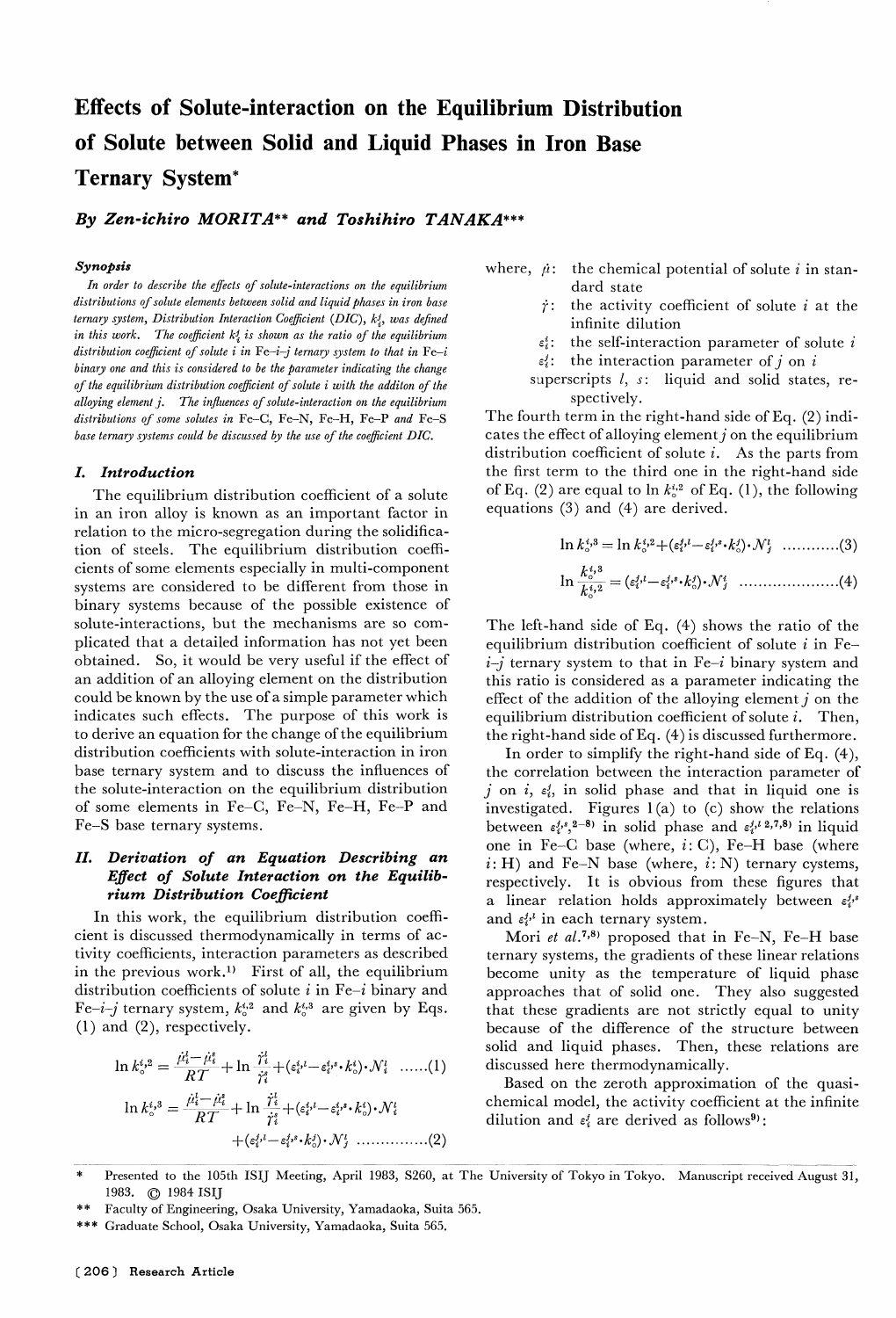# Effects of Solute-interaction on the Equilibrium Distribution of Solute between Solid and Liquid Phases in Iron Base Ternary System*

*By Zen-ichiro MORITA*** and Toshihiro TANAKA****

***Synopsis***

*In order to describe the effects of solute-interactions on the equilibrium distributions of solute elements between solid and liquid phases in iron base ternary system, Distribution Interaction Coefficient (DIC), $k_i^j$, was defined in this work. The coefficient $k_i^j$ is shown as the ratio of the equilibrium distribution coefficient of solute i in Fe–i–j ternary system to that in Fe–i binary one and this is considered to be the parameter indicating the change of the equilibrium distribution coefficient of solute i with the additon of the alloying element j. The influences of solute-interaction on the equilibrium distributions of some solutes in Fe–C, Fe–N, Fe–H, Fe–P and Fe–S base ternary systems could be discussed by the use of the coefficient DIC.*

## I. Introduction

The equilibrium distribution coefficient of a solute in an iron alloy is known as an important factor in relation to the micro-segregation during the solidification of steels. The equilibrium distribution coefficients of some elements especially in multi-component systems are considered to be different from those in binary systems because of the possible existence of solute-interactions, but the mechanisms are so complicated that a detailed information has not yet been obtained. So, it would be very useful if the effect of an addition of an alloying element on the distribution could be known by the use of a simple parameter which indicates such effects. The purpose of this work is to derive an equation for the change of the equilibrium distribution coefficients with solute-interaction in iron base ternary system and to discuss the influences of the solute-interaction on the equilibrium distribution of some elements in Fe–C, Fe–N, Fe–H, Fe–P and Fe–S base ternary systems.

## II. Derivation of an Equation Describing an Effect of Solute Interaction on the Equilibrium Distribution Coefficient

In this work, the equilibrium distribution coefficient is discussed thermodynamically in terms of activity coefficients, interaction parameters as described in the previous work.[1] First of all, the equilibrium distribution coefficients of solute $i$ in Fe–$i$ binary and Fe–$i$–$j$ ternary system, $k_o^{i,2}$ and $k_o^{i,3}$ are given by Eqs. (1) and (2), respectively.

$$\ln k_o^{i,2} = \frac{\mathring{\mu}_i^l - \mathring{\mu}_i^s}{RT} + \ln \frac{\mathring{\gamma}_i^l}{\mathring{\gamma}_i^s} + (\varepsilon_i^{i,l} - \varepsilon_i^{i,s} \cdot k_o^i) \cdot N_i^l \quad \text{......(1)}$$

$$\ln k_o^{i,3} = \frac{\mathring{\mu}_i^l - \mathring{\mu}_i^s}{RT} + \ln \frac{\mathring{\gamma}_i^l}{\mathring{\gamma}_i^s} + (\varepsilon_i^{i,l} - \varepsilon_i^{i,s} \cdot k_o^i) \cdot N_i^l + (\varepsilon_i^{j,l} - \varepsilon_i^{j,s} \cdot k_o^j) \cdot N_j^l \quad \text{...............(2)}$$

where, $\mathring{\mu}$: the chemical potential of solute $i$ in standard state

$\mathring{\gamma}$: the activity coefficient of solute $i$ at the infinite dilution

$\varepsilon_i^i$: the self-interaction parameter of solute $i$

$\varepsilon_i^j$: the interaction parameter of $j$ on $i$

superscripts $l$, $s$: liquid and solid states, respectively.

The fourth term in the right-hand side of Eq. (2) indicates the effect of alloying element $j$ on the equilibrium distribution coefficient of solute $i$. As the parts from the first term to the third one in the right-hand side of Eq. (2) are equal to $\ln k_o^{i,2}$ of Eq. (1), the following equations (3) and (4) are derived.

$$\ln k_o^{i,3} = \ln k_o^{i,2} + (\varepsilon_i^{j,l} - \varepsilon_i^{j,s} \cdot k_o^j) \cdot N_j^l \quad \text{............(3)}$$

$$\ln \frac{k_o^{i,3}}{k_o^{i,2}} = (\varepsilon_i^{j,l} - \varepsilon_i^{j,s} \cdot k_o^j) \cdot N_j^l \quad \text{.....................(4)}$$

The left-hand side of Eq. (4) shows the ratio of the equilibrium distribution coefficient of solute $i$ in Fe–$i$–$j$ ternary system to that in Fe–$i$ binary system and this ratio is considered as a parameter indicating the effect of the addition of the alloying element $j$ on the equilibrium distribution coefficient of solute $i$. Then, the right-hand side of Eq. (4) is discussed furthermore.

In order to simplify the right-hand side of Eq. (4), the correlation between the interaction parameter of $j$ on $i$, $\varepsilon_i^j$, in solid phase and that in liquid one is investigated. Figures 1(a) to (c) show the relations between $\varepsilon_i^{j,s}$ [2–8] in solid phase and $\varepsilon_i^{j,l}$ [2,7,8] in liquid one in Fe–C base (where, $i$: C), Fe–H base (where $i$: H) and Fe–N base (where, $i$: N) ternary cystems, respectively. It is obvious from these figures that a linear relation holds approximately between $\varepsilon_i^{j,s}$ and $\varepsilon_i^{j,l}$ in each ternary system.

Mori *et al.*[7,8] proposed that in Fe–N, Fe–H base ternary systems, the gradients of these linear relations become unity as the temperature of liquid phase approaches that of solid one. They also suggested that these gradients are not strictly equal to unity because of the difference of the structure between solid and liquid phases. Then, these relations are discussed here thermodynamically.

Based on the zeroth approximation of the quasi-chemical model, the activity coefficient at the infinite dilution and $\varepsilon_i^j$ are derived as follows[9]:

---

\* Presented to the 105th ISIJ Meeting, April 1983, S260, at The University of Tokyo in Tokyo. Manuscript received August 31, 1983. © 1984 ISIJ

\*\* Faculty of Engineering, Osaka University, Yamadaoka, Suita 565.

\*\*\* Graduate School, Osaka University, Yamadaoka, Suita 565.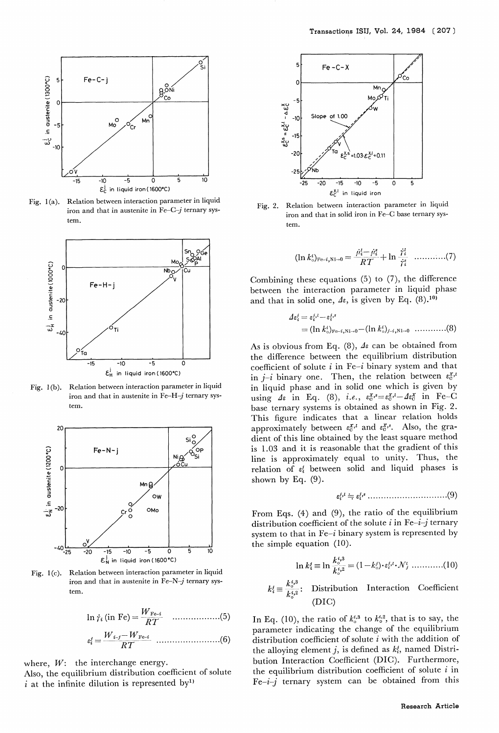Fig. 1(a). Relation between interaction parameter in liquid iron and that in austenite in Fe–C–$j$ ternary system.

Fig. 1(b). Relation between interaction parameter in liquid iron and that in austenite in Fe–H–$j$ ternary system.

Fig. 1(c). Relation between interaction parameter in liquid iron and that in austenite in Fe–N–$j$ ternary system.

$$\ln \gamma_i \text{ (in Fe)} = \frac{W_{\text{Fe}-i}}{RT} \quad \text{..................(5)}$$

$$\varepsilon_i^j = \frac{W_{i-j} - W_{\text{Fe}-i}}{RT} \quad \text{........................(6)}$$

where, $W$: the interchange energy.

Also, the equilibrium distribution coefficient of solute $i$ at the infinite dilution is represented by[1])

Fig. 2. Relation between interaction parameter in liquid iron and that in solid iron in Fe–C base ternary system.

$$(\ln k_0^i)_{\text{Fe}-i, N_i \to 0} = \frac{\mu_i^l - \mu_i^s}{RT} + \ln \frac{\gamma_i^l}{\gamma_i^s} \quad \text{............(7)}$$

Combining these equations (5) to (7), the difference between the interaction parameter in liquid phase and that in solid one, $\Delta\varepsilon$, is given by Eq. (8).[10])

$$\begin{aligned} \Delta\varepsilon_i^j &= \varepsilon_i^{j,l} - \varepsilon_i^{j,s} \\ &= (\ln k_0^i)_{\text{Fe}-i, N_i \to 0} - (\ln k_0^i)_{j-i, N_i \to 0} \quad \text{............(8)} \end{aligned}$$

As is obvious from Eq. (8), $\Delta\varepsilon$ can be obtained from the difference between the equilibrium distribution coefficient of solute $i$ in Fe–$i$ binary system and that in $j$–$i$ binary one. Then, the relation between $\varepsilon_{\text{C}}^{X,l}$ in liquid phase and in solid one which is given by using $\Delta\varepsilon$ in Eq. (8), *i.e.*, $\varepsilon_{\text{C}}^{X,s} = \varepsilon_{\text{C}}^{X,l} - \Delta\varepsilon_{\text{C}}^{X}$ in Fe–C base ternary systems is obtained as shown in Fig. 2. This figure indicates that a linear relation holds approximately between $\varepsilon_{\text{C}}^{X,l}$ and $\varepsilon_{\text{C}}^{X,s}$. Also, the gradient of this line obtained by the least square method is 1.03 and it is reasonable that the gradient of this line is approximately equal to unity. Thus, the relation of $\varepsilon_i^j$ between solid and liquid phases is shown by Eq. (9).

$$\varepsilon_i^{j,l} \doteqdot \varepsilon_i^{j,s} \quad \text{..............................(9)}$$

From Eqs. (4) and (9), the ratio of the equilibrium distribution coefficient of the solute $i$ in Fe–$i$–$j$ ternary system to that in Fe–$i$ binary system is represented by the simple equation (10).

$$\ln k_i^j \equiv \ln \frac{k_0^{i,3}}{k_0^{i,2}} = (1 - k_0^j) \cdot \varepsilon_i^{j,l} \cdot N_j^l \quad \text{...........(10)}$$

$k_i^j \equiv \dfrac{k_0^{i,3}}{k_0^{i,2}}$: Distribution Interaction Coefficient (DIC)

In Eq. (10), the ratio of $k_0^{i,3}$ to $k_0^{i,2}$, that is to say, the parameter indicating the change of the equilibrium distribution coefficient of solute $i$ with the addition of the alloying element $j$, is defined as $k_i^j$, named Distribution Interaction Coefficient (DIC). Furthermore, the equilibrium distribution coefficient of solute $i$ in Fe–$i$–$j$ ternary system can be obtained from this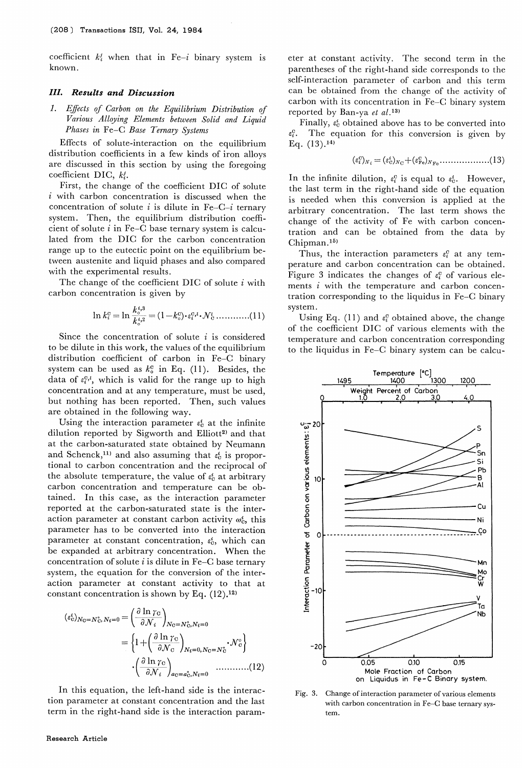coefficient $k_i^{l}$ when that in Fe–$i$ binary system is known.

## III. Results and Discussion

### 1. Effects of Carbon on the Equilibrium Distribution of Various Alloying Elements between Solid and Liquid Phases in Fe–C Base Ternary Systems

Effects of solute-interaction on the equilibrium distribution coefficients in a few kinds of iron alloys are discussed in this section by using the foregoing coefficient DIC, $k_i^{l}$.

First, the change of the coefficient DIC of solute $i$ with carbon concentration is discussed when the concentration of solute $i$ is dilute in Fe–C–$i$ ternary system. Then, the equilibrium distribution coefficient of solute $i$ in Fe–C base ternary system is calculated from the DIC for the carbon concentration range up to the eutectic point on the equilibrium between austenite and liquid phases and also compared with the experimental results.

The change of the coefficient DIC of solute $i$ with carbon concentration is given by

$$\ln k_i^{\mathrm{C}} = \ln \frac{k_0^{i,3}}{k_0^{i,2}} = (1-k_0^{\mathrm{C}})\cdot \varepsilon_i^{\mathrm{C},l}\cdot \mathcal{N}_{\mathrm{C}}^{l} \quad\text{............(11)}$$

Since the concentration of solute $i$ is considered to be dilute in this work, the values of the equilibrium distribution coefficient of carbon in Fe–C binary system can be used as $k_0^{\mathrm{C}}$ in Eq. (11). Besides, the data of $\varepsilon_i^{\mathrm{C},l}$, which is valid for the range up to high concentration and at any temperature, must be used, but nothing has been reported. Then, such values are obtained in the following way.

Using the interaction parameter $\varepsilon_{\mathrm{C}}^{i}$ at the infinite dilution reported by Sigworth and Elliott[2] and that at the carbon-saturated state obtained by Neumann and Schenck,[11] and also assuming that $\varepsilon_{\mathrm{C}}^{i}$ is proportional to carbon concentration and the reciprocal of the absolute temperature, the value of $\varepsilon_{\mathrm{C}}^{i}$ at arbitrary carbon concentration and temperature can be obtained. In this case, as the interaction parameter reported at the carbon-saturated state is the interaction parameter at constant carbon activity $\omega_{\mathrm{C}}^{i}$, this parameter has to be converted into the interaction parameter at constant concentration, $\varepsilon_{\mathrm{C}}^{i}$, which can be expanded at arbitrary concentration. When the concentration of solute $i$ is dilute in Fe–C base ternary system, the equation for the conversion of the interaction parameter at constant activity to that at constant concentration is shown by Eq. (12).[12]

$$(\varepsilon_{\mathrm{C}}^{i})_{\mathcal{N}_{\mathrm{C}}=\mathcal{N}_{\mathrm{C}}^{\circ},\mathcal{N}_i=0} = \left(\frac{\partial \ln \gamma_{\mathrm{C}}}{\partial \mathcal{N}_i}\right)_{\mathcal{N}_{\mathrm{C}}=\mathcal{N}_{\mathrm{C}}^{\circ},\mathcal{N}_i=0}$$

$$= \left\{1+\left(\frac{\partial \ln \gamma_{\mathrm{C}}}{\partial \mathcal{N}_{\mathrm{C}}}\right)_{\mathcal{N}_i=0,\mathcal{N}_{\mathrm{C}}=\mathcal{N}_{\mathrm{C}}^{\circ}}\cdot \mathcal{N}_{\mathrm{C}}^{\circ}\right\}$$

$$\cdot\left(\frac{\partial \ln \gamma_{\mathrm{C}}}{\partial \mathcal{N}_i}\right)_{a_{\mathrm{C}}=a_{\mathrm{C}}^{\circ},\mathcal{N}_i=0} \quad\text{............(12)}$$

In this equation, the left-hand side is the interaction parameter at constant concentration and the last term in the right-hand side is the interaction parameter at constant activity. The second term in the parentheses of the right-hand side corresponds to the self-interaction parameter of carbon and this term can be obtained from the change of the activity of carbon with its concentration in Fe–C binary system reported by Ban-ya *et al.*[13]

Finally, $\varepsilon_{\mathrm{C}}^{i}$ obtained above has to be converted into $\varepsilon_i^{\mathrm{C}}$. The equation for this conversion is given by Eq. (13).[14]

$$(\varepsilon_i^{\mathrm{C}})_{N_i} = (\varepsilon_{\mathrm{C}}^{i})_{N_{\mathrm{C}}} + (\varepsilon_{\mathrm{Fe}}^{\mathrm{C}})_{N_{\mathrm{Fe}}} \quad\text{..................(13)}$$

In the infinite dilution, $\varepsilon_i^{\mathrm{C}}$ is equal to $\varepsilon_{\mathrm{C}}^{i}$. However, the last term in the right-hand side of the equation is needed when this conversion is applied at the arbitrary concentration. The last term shows the change of the activity of Fe with carbon concentration and can be obtained from the data by Chipman.[15]

Thus, the interaction parameters $\varepsilon_i^{\mathrm{C}}$ at any temperature and carbon concentration can be obtained. Figure 3 indicates the changes of $\varepsilon_i^{\mathrm{C}}$ of various elements $i$ with the temperature and carbon concentration corresponding to the liquidus in Fe–C binary system.

Using Eq. (11) and $\varepsilon_i^{\mathrm{C}}$ obtained above, the change of the coefficient DIC of various elements with the temperature and carbon concentration corresponding to the liquidus in Fe–C binary system can be calcu-

Fig. 3. Change of interaction parameter of various elements with carbon concentration in Fe–C base ternary system.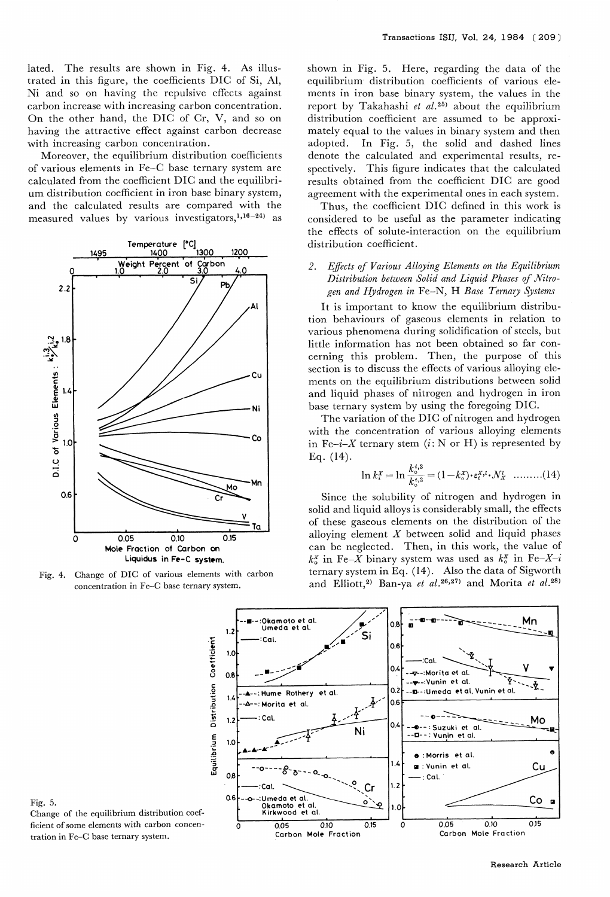lated. The results are shown in Fig. 4. As illustrated in this figure, the coefficients DIC of Si, Al, Ni and so on having the repulsive effects against carbon increase with increasing carbon concentration. On the other hand, the DIC of Cr, V, and so on having the attractive effect against carbon decrease with increasing carbon concentration.

Moreover, the equilibrium distribution coefficients of various elements in Fe–C base ternary system are calculated from the coefficient DIC and the equilibrium distribution coefficient in iron base binary system, and the calculated results are compared with the measured values by various investigators,[1,16–24] as shown in Fig. 5. Here, regarding the data of the equilibrium distribution coefficients of various elements in iron base binary system, the values in the report by Takahashi *et al.*[25] about the equilibrium distribution coefficient are assumed to be approximately equal to the values in binary system and then adopted. In Fig. 5, the solid and dashed lines denote the calculated and experimental results, respectively. This figure indicates that the calculated results obtained from the coefficient DIC are good agreement with the experimental ones in each system.

Fig. 4. Change of DIC of various elements with carbon concentration in Fe–C base ternary system.

Thus, the coefficient DIC defined in this work is considered to be useful as the parameter indicating the effects of solute-interaction on the equilibrium distribution coefficient.

### 2. *Effects of Various Alloying Elements on the Equilibrium Distribution between Solid and Liquid Phases of Nitrogen and Hydrogen in Fe–N, H Base Ternary Systems*

It is important to know the equilibrium distribution behaviours of gaseous elements in relation to various phenomena during solidification of steels, but little information has not been obtained so far concerning this problem. Then, the purpose of this section is to discuss the effects of various alloying elements on the equilibrium distributions between solid and liquid phases of nitrogen and hydrogen in iron base ternary system by using the foregoing DIC.

The variation of the DIC of nitrogen and hydrogen with the concentration of various alloying elements in Fe–$i$–$X$ ternary stem ($i$: N or H) is represented by Eq. (14).

$$\ln k_i^X = \ln \frac{k_0^{i,3}}{k_0^{i,2}} = (1-k_0^X)\cdot \varepsilon_i^{X,l} \cdot N_X^l \quad \text{.........(14)}$$

Since the solubility of nitrogen and hydrogen in solid and liquid alloys is considerably small, the effects of these gaseous elements on the distribution of the alloying element $X$ between solid and liquid phases can be neglected. Then, in this work, the value of $k_0^X$ in Fe–$X$ binary system was used as $k_0^X$ in Fe–$X$–$i$ ternary system in Eq. (14). Also the data of Sigworth and Elliott,[2] Ban-ya *et al.*[26,27] and Morita *et al.*[28]

Fig. 5.
Change of the equilibrium distribution coefficient of some elements with carbon concentration in Fe–C base ternary system.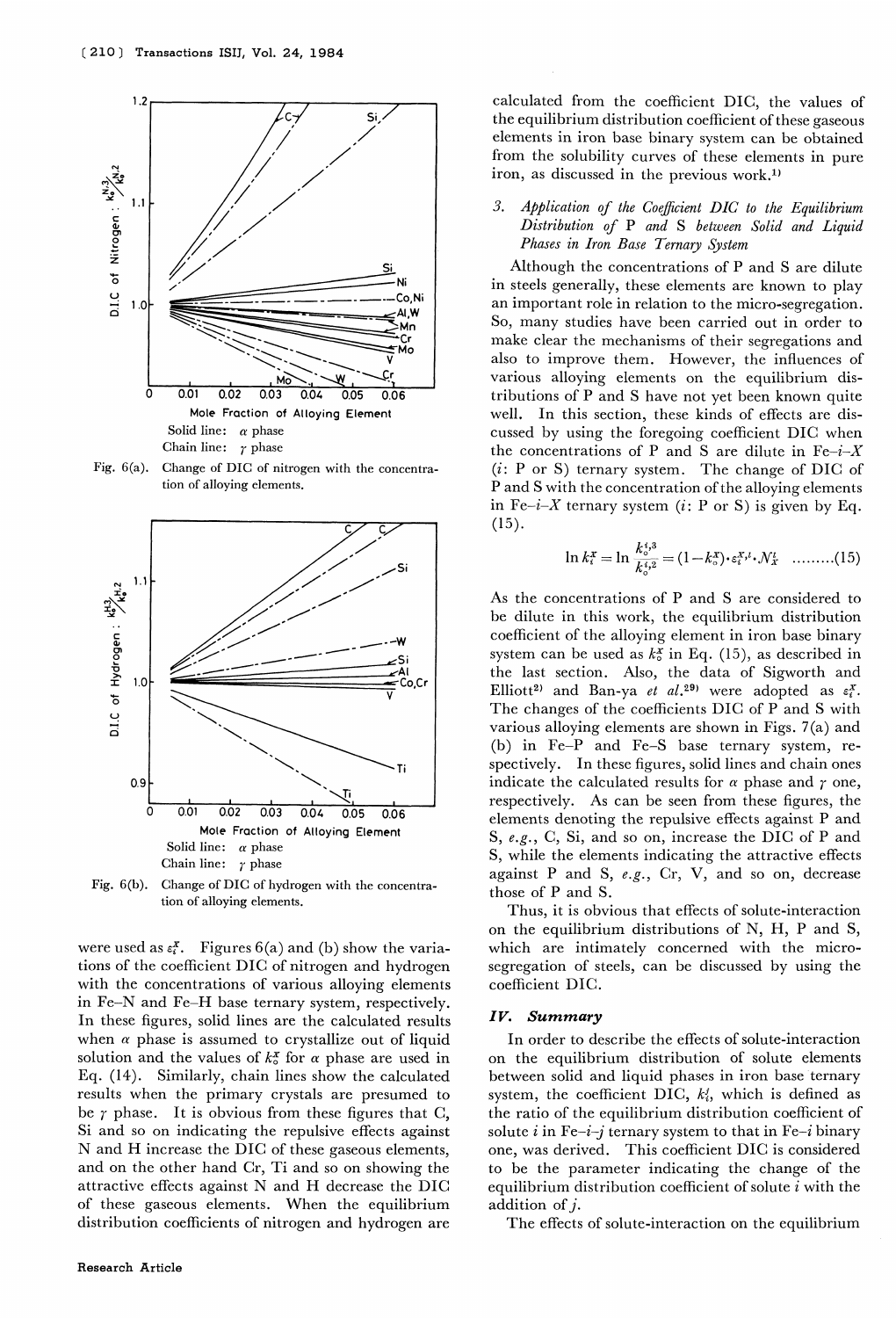Solid line: $\alpha$ phase
Chain line: $\gamma$ phase

Fig. 6(a). Change of DIC of nitrogen with the concentration of alloying elements.

Solid line: $\alpha$ phase
Chain line: $\gamma$ phase

Fig. 6(b). Change of DIC of hydrogen with the concentration of alloying elements.

were used as $\varepsilon_i^X$. Figures 6(a) and (b) show the variations of the coefficient DIC of nitrogen and hydrogen with the concentrations of various alloying elements in Fe–N and Fe–H base ternary system, respectively. In these figures, solid lines are the calculated results when $\alpha$ phase is assumed to crystallize out of liquid solution and the values of $k_0^X$ for $\alpha$ phase are used in Eq. (14). Similarly, chain lines show the calculated results when the primary crystals are presumed to be $\gamma$ phase. It is obvious from these figures that C, Si and so on indicating the repulsive effects against N and H increase the DIC of these gaseous elements, and on the other hand Cr, Ti and so on showing the attractive effects against N and H decrease the DIC of these gaseous elements. When the equilibrium distribution coefficients of nitrogen and hydrogen are calculated from the coefficient DIC, the values of the equilibrium distribution coefficient of these gaseous elements in iron base binary system can be obtained from the solubility curves of these elements in pure iron, as discussed in the previous work.[1)]

### 3. *Application of the Coefficient DIC to the Equilibrium Distribution of P and S between Solid and Liquid Phases in Iron Base Ternary System*

Although the concentrations of P and S are dilute in steels generally, these elements are known to play an important role in relation to the micro-segregation. So, many studies have been carried out in order to make clear the mechanisms of their segregations and also to improve them. However, the influences of various alloying elements on the equilibrium distributions of P and S have not yet been known quite well. In this section, these kinds of effects are discussed by using the foregoing coefficient DIC when the concentrations of P and S are dilute in Fe–$i$–$X$ ($i$: P or S) ternary system. The change of DIC of P and S with the concentration of the alloying elements in Fe–$i$–$X$ ternary system ($i$: P or S) is given by Eq. (15).

$$\ln k_i^X = \ln \frac{k_0^{i,3}}{k_0^{i,2}} = (1-k_0^X)\cdot\varepsilon_i^{X,l}\cdot N_X^l \quad \text{.........(15)}$$

As the concentrations of P and S are considered to be dilute in this work, the equilibrium distribution coefficient of the alloying element in iron base binary system can be used as $k_0^X$ in Eq. (15), as described in the last section. Also, the data of Sigworth and Elliott[2)] and Ban-ya *et al.*[29)] were adopted as $\varepsilon_i^X$. The changes of the coefficients DIC of P and S with various alloying elements are shown in Figs. 7(a) and (b) in Fe–P and Fe–S base ternary system, respectively. In these figures, solid lines and chain ones indicate the calculated results for $\alpha$ phase and $\gamma$ one, respectively. As can be seen from these figures, the elements denoting the repulsive effects against P and S, *e.g.*, C, Si, and so on, increase the DIC of P and S, while the elements indicating the attractive effects against P and S, *e.g.*, Cr, V, and so on, decrease those of P and S.

Thus, it is obvious that effects of solute-interaction on the equilibrium distributions of N, H, P and S, which are intimately concerned with the micro-segregation of steels, can be discussed by using the coefficient DIC.

## IV. Summary

In order to describe the effects of solute-interaction on the equilibrium distribution of solute elements between solid and liquid phases in iron base ternary system, the coefficient DIC, $k_i^j$, which is defined as the ratio of the equilibrium distribution coefficient of solute $i$ in Fe–$i$–$j$ ternary system to that in Fe–$i$ binary one, was derived. This coefficient DIC is considered to be the parameter indicating the change of the equilibrium distribution coefficient of solute $i$ with the addition of $j$.

The effects of solute-interaction on the equilibrium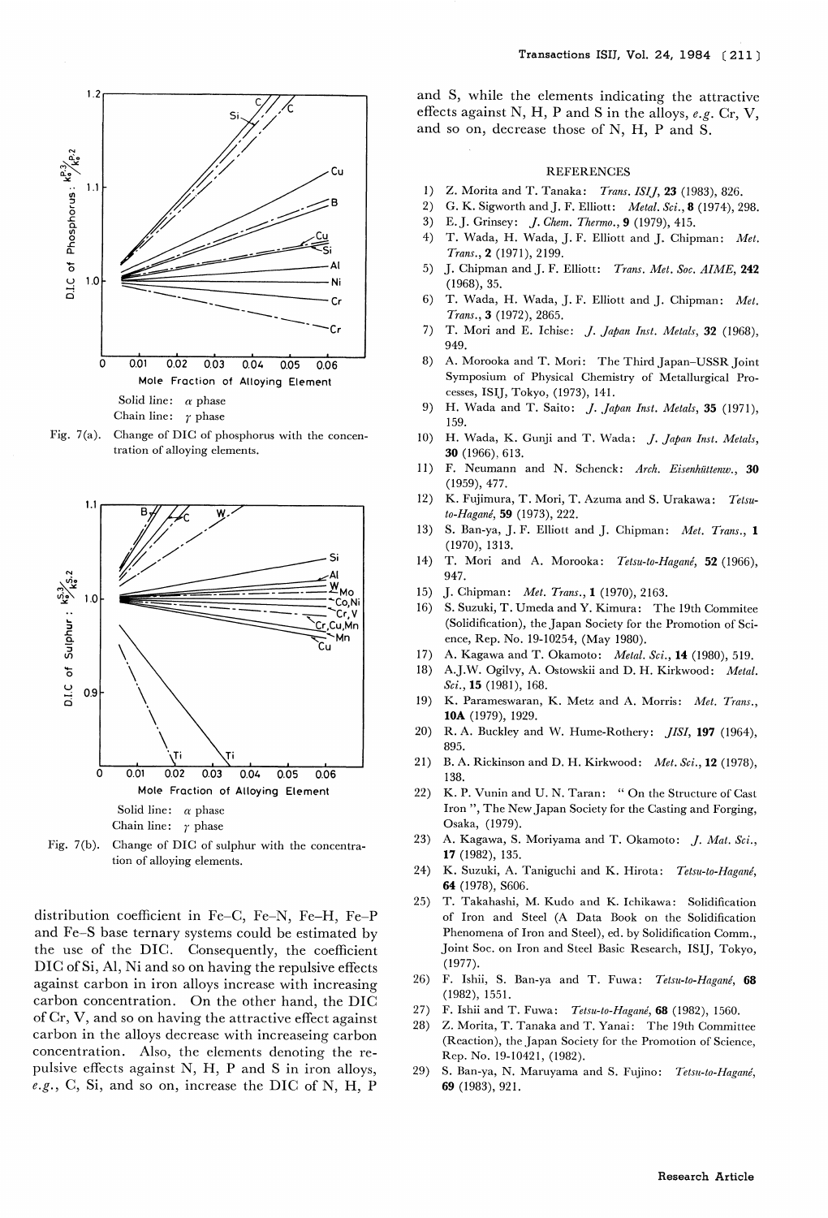1.2

1.1

1.0

D.I.C of Phosphorus : $k_e^{P,3}/k_e^{P,2}$

Si

C

C

Cu

B

Cu

Si

Al

Ni

Cr

Cr

0 0.01 0.02 0.03 0.04 0.05 0.06

Mole Fraction of Alloying Element

Solid line: $\alpha$ phase

Chain line: $\gamma$ phase

Fig. 7(a). Change of DIC of phosphorus with the concentration of alloying elements.

1.1

1.0

0.9

D.I.C of Sulphur : $k_e^{S,3}/k_e^{S,2}$

B

C

W

Si

Al

W

Mo

Co,Ni

Cr,V

Cr,Cu,Mn

Mn

Cu

Ti

Ti

0 0.01 0.02 0.03 0.04 0.05 0.06

Mole Fraction of Alloying Element

Solid line: $\alpha$ phase

Chain line: $\gamma$ phase

Fig. 7(b). Change of DIC of sulphur with the concentration of alloying elements.

distribution coefficient in Fe–C, Fe–N, Fe–H, Fe–P and Fe–S base ternary systems could be estimated by the use of the DIC. Consequently, the coefficient DIC of Si, Al, Ni and so on having the repulsive effects against carbon in iron alloys increase with increasing carbon concentration. On the other hand, the DIC of Cr, V, and so on having the attractive effect against carbon in the alloys decrease with increaseing carbon concentration. Also, the elements denoting the repulsive effects against N, H, P and S in iron alloys, *e.g.*, C, Si, and so on, increase the DIC of N, H, P and S, while the elements indicating the attractive effects against N, H, P and S in the alloys, *e.g.* Cr, V, and so on, decrease those of N, H, P and S.

## REFERENCES

1) Z. Morita and T. Tanaka: *Trans. ISIJ*, **23** (1983), 826.
2) G. K. Sigworth and J. F. Elliott: *Metal. Sci.*, **8** (1974), 298.
3) E. J. Grinsey: *J. Chem. Thermo.*, **9** (1979), 415.
4) T. Wada, H. Wada, J. F. Elliott and J. Chipman: *Met. Trans.*, **2** (1971), 2199.
5) J. Chipman and J. F. Elliott: *Trans. Met. Soc. AIME*, **242** (1968), 35.
6) T. Wada, H. Wada, J. F. Elliott and J. Chipman: *Met. Trans.*, **3** (1972), 2865.
7) T. Mori and E. Ichise: *J. Japan Inst. Metals*, **32** (1968), 949.
8) A. Morooka and T. Mori: The Third Japan–USSR Joint Symposium of Physical Chemistry of Metallurgical Processes, ISIJ, Tokyo, (1973), 141.
9) H. Wada and T. Saito: *J. Japan Inst. Metals*, **35** (1971), 159.
10) H. Wada, K. Gunji and T. Wada: *J. Japan Inst. Metals*, **30** (1966), 613.
11) F. Neumann and N. Schenck: *Arch. Eisenhüttenw.*, **30** (1959), 477.
12) K. Fujimura, T. Mori, T. Azuma and S. Urakawa: *Tetsu-to-Hagané*, **59** (1973), 222.
13) S. Ban-ya, J. F. Elliott and J. Chipman: *Met. Trans.*, **1** (1970), 1313.
14) T. Mori and A. Morooka: *Tetsu-to-Hagané*, **52** (1966), 947.
15) J. Chipman: *Met. Trans.*, **1** (1970), 2163.
16) S. Suzuki, T. Umeda and Y. Kimura: The 19th Commitee (Solidification), the Japan Society for the Promotion of Science, Rep. No. 19-10254, (May 1980).
17) A. Kagawa and T. Okamoto: *Metal. Sci.*, **14** (1980), 519.
18) A.J.W. Ogilvy, A. Ostowskii and D. H. Kirkwood: *Metal. Sci.*, **15** (1981), 168.
19) K. Parameswaran, K. Metz and A. Morris: *Met. Trans.*, **10A** (1979), 1929.
20) R. A. Buckley and W. Hume-Rothery: *JISI*, **197** (1964), 895.
21) B. A. Rickinson and D. H. Kirkwood: *Met. Sci.*, **12** (1978), 138.
22) K. P. Vunin and U. N. Taran: " On the Structure of Cast Iron ", The New Japan Society for the Casting and Forging, Osaka, (1979).
23) A. Kagawa, S. Moriyama and T. Okamoto: *J. Mat. Sci.*, **17** (1982), 135.
24) K. Suzuki, A. Taniguchi and K. Hirota: *Tetsu-to-Hagané*, **64** (1978), S606.
25) T. Takahashi, M. Kudo and K. Ichikawa: Solidification of Iron and Steel (A Data Book on the Solidification Phenomena of Iron and Steel), ed. by Solidification Comm., Joint Soc. on Iron and Steel Basic Research, ISIJ, Tokyo, (1977).
26) F. Ishii, S. Ban-ya and T. Fuwa: *Tetsu-to-Hagané*, **68** (1982), 1551.
27) F. Ishii and T. Fuwa: *Tetsu-to-Hagané*, **68** (1982), 1560.
28) Z. Morita, T. Tanaka and T. Yanai: The 19th Committee (Reaction), the Japan Society for the Promotion of Science, Rep. No. 19-10421, (1982).
29) S. Ban-ya, N. Maruyama and S. Fujino: *Tetsu-to-Hagané*, **69** (1983), 921.